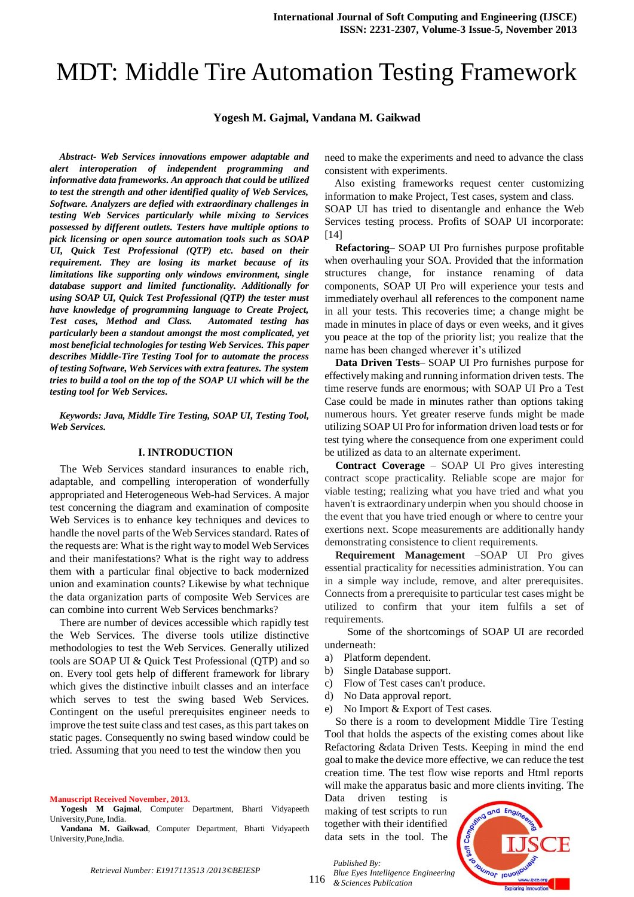# MDT: Middle Tire Automation Testing Framework

**Yogesh M. Gajmal, Vandana M. Gaikwad**

***Abstract- Web Services innovations empower adaptable and alert interoperation of independent programming and informative data frameworks. An approach that could be utilized to test the strength and other identified quality of Web Services, Software. Analyzers are defied with extraordinary challenges in testing Web Services particularly while mixing to Services possessed by different outlets. Testers have multiple options to pick licensing or open source automation tools such as SOAP UI, Quick Test Professional (QTP) etc. based on their requirement. They are losing its market because of its limitations like supporting only windows environment, single database support and limited functionality. Additionally for using SOAP UI, Quick Test Professional (QTP) the tester must have knowledge of programming language to Create Project, Test cases, Method and Class. Automated testing has particularly been a standout amongst the most complicated, yet most beneficial technologies for testing Web Services. This paper describes Middle-Tire Testing Tool for to automate the process of testing Software, Web Services with extra features. The system tries to build a tool on the top of the SOAP UI which will be the testing tool for Web Services.***

***Keywords: Java, Middle Tire Testing, SOAP UI, Testing Tool, Web Services.***

## I. INTRODUCTION

The Web Services standard insurances to enable rich, adaptable, and compelling interoperation of wonderfully appropriated and Heterogeneous Web-had Services. A major test concerning the diagram and examination of composite Web Services is to enhance key techniques and devices to handle the novel parts of the Web Services standard. Rates of the requests are: What is the right way to model Web Services and their manifestations? What is the right way to address them with a particular final objective to back modernized union and examination counts? Likewise by what technique the data organization parts of composite Web Services are can combine into current Web Services benchmarks?

There are number of devices accessible which rapidly test the Web Services. The diverse tools utilize distinctive methodologies to test the Web Services. Generally utilized tools are SOAP UI & Quick Test Professional (QTP) and so on. Every tool gets help of different framework for library which gives the distinctive inbuilt classes and an interface which serves to test the swing based Web Services. Contingent on the useful prerequisites engineer needs to improve the test suite class and test cases, as this part takes on static pages. Consequently no swing based window could be tried. Assuming that you need to test the window then you need to make the experiments and need to advance the class consistent with experiments.

Also existing frameworks request center customizing information to make Project, Test cases, system and class. SOAP UI has tried to disentangle and enhance the Web Services testing process. Profits of SOAP UI incorporate: [14]

**Refactoring**– SOAP UI Pro furnishes purpose profitable when overhauling your SOA. Provided that the information structures change, for instance renaming of data components, SOAP UI Pro will experience your tests and immediately overhaul all references to the component name in all your tests. This recoveries time; a change might be made in minutes in place of days or even weeks, and it gives you peace at the top of the priority list; you realize that the name has been changed wherever it's utilized

**Data Driven Tests**– SOAP UI Pro furnishes purpose for effectively making and running information driven tests. The time reserve funds are enormous; with SOAP UI Pro a Test Case could be made in minutes rather than options taking numerous hours. Yet greater reserve funds might be made utilizing SOAP UI Pro for information driven load tests or for test tying where the consequence from one experiment could be utilized as data to an alternate experiment.

**Contract Coverage** – SOAP UI Pro gives interesting contract scope practicality. Reliable scope are major for viable testing; realizing what you have tried and what you haven't is extraordinary underpin when you should choose in the event that you have tried enough or where to centre your exertions next. Scope measurements are additionally handy demonstrating consistence to client requirements.

**Requirement Management** –SOAP UI Pro gives essential practicality for necessities administration. You can in a simple way include, remove, and alter prerequisites. Connects from a prerequisite to particular test cases might be utilized to confirm that your item fulfils a set of requirements.

Some of the shortcomings of SOAP UI are recorded underneath:

a) Platform dependent.
b) Single Database support.
c) Flow of Test cases can't produce.
d) No Data approval report.
e) No Import & Export of Test cases.

So there is a room to development Middle Tire Testing Tool that holds the aspects of the existing comes about like Refactoring &data Driven Tests. Keeping in mind the end goal to make the device more effective, we can reduce the test creation time. The test flow wise reports and Html reports will make the apparatus basic and more clients inviting. The Data driven testing is making of test scripts to run together with their identified data sets in the tool. The

**Manuscript Received November, 2013.**

**Yogesh M Gajmal**, Computer Department, Bharti Vidyapeeth University,Pune, India.

**Vandana M. Gaikwad**, Computer Department, Bharti Vidyapeeth University,Pune,India.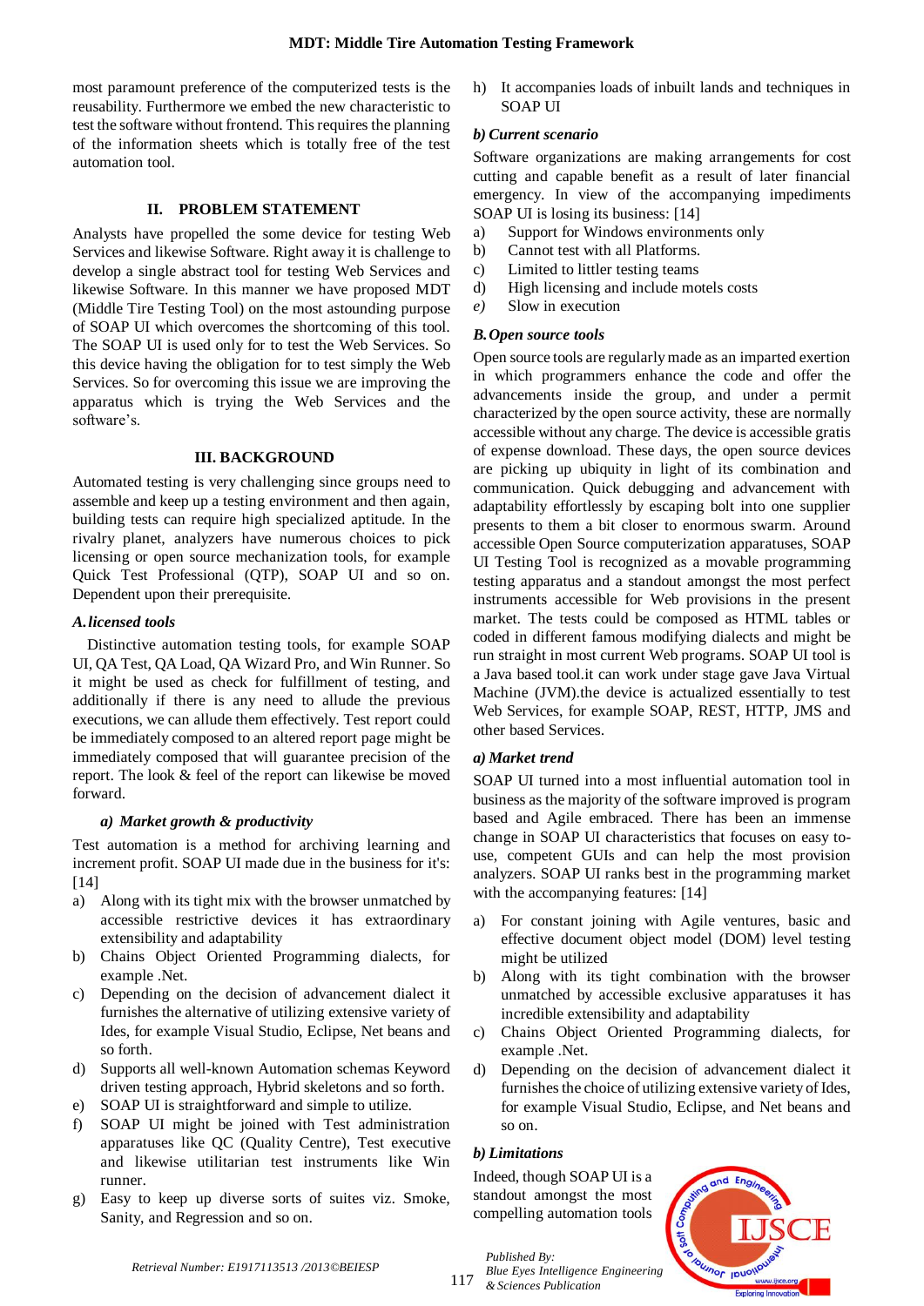most paramount preference of the computerized tests is the reusability. Furthermore we embed the new characteristic to test the software without frontend. This requires the planning of the information sheets which is totally free of the test automation tool.

## II. PROBLEM STATEMENT

Analysts have propelled the some device for testing Web Services and likewise Software. Right away it is challenge to develop a single abstract tool for testing Web Services and likewise Software. In this manner we have proposed MDT (Middle Tire Testing Tool) on the most astounding purpose of SOAP UI which overcomes the shortcoming of this tool. The SOAP UI is used only for to test the Web Services. So this device having the obligation for to test simply the Web Services. So for overcoming this issue we are improving the apparatus which is trying the Web Services and the software's.

## III. BACKGROUND

Automated testing is very challenging since groups need to assemble and keep up a testing environment and then again, building tests can require high specialized aptitude. In the rivalry planet, analyzers have numerous choices to pick licensing or open source mechanization tools, for example Quick Test Professional (QTP), SOAP UI and so on. Dependent upon their prerequisite.

### *A. licensed tools*

Distinctive automation testing tools, for example SOAP UI, QA Test, QA Load, QA Wizard Pro, and Win Runner. So it might be used as check for fulfillment of testing, and additionally if there is any need to allude the previous executions, we can allude them effectively. Test report could be immediately composed to an altered report page might be immediately composed that will guarantee precision of the report. The look & feel of the report can likewise be moved forward.

#### *a) Market growth & productivity*

Test automation is a method for archiving learning and increment profit. SOAP UI made due in the business for it's: [14]

a) Along with its tight mix with the browser unmatched by accessible restrictive devices it has extraordinary extensibility and adaptability
b) Chains Object Oriented Programming dialects, for example .Net.
c) Depending on the decision of advancement dialect it furnishes the alternative of utilizing extensive variety of Ides, for example Visual Studio, Eclipse, Net beans and so forth.
d) Supports all well-known Automation schemas Keyword driven testing approach, Hybrid skeletons and so forth.
e) SOAP UI is straightforward and simple to utilize.
f) SOAP UI might be joined with Test administration apparatuses like QC (Quality Centre), Test executive and likewise utilitarian test instruments like Win runner.
g) Easy to keep up diverse sorts of suites viz. Smoke, Sanity, and Regression and so on.
h) It accompanies loads of inbuilt lands and techniques in SOAP UI

#### *b) Current scenario*

Software organizations are making arrangements for cost cutting and capable benefit as a result of later financial emergency. In view of the accompanying impediments SOAP UI is losing its business: [14]

a) Support for Windows environments only
b) Cannot test with all Platforms.
c) Limited to littler testing teams
d) High licensing and include motels costs
e) Slow in execution

### *B. Open source tools*

Open source tools are regularly made as an imparted exertion in which programmers enhance the code and offer the advancements inside the group, and under a permit characterized by the open source activity, these are normally accessible without any charge. The device is accessible gratis of expense download. These days, the open source devices are picking up ubiquity in light of its combination and communication. Quick debugging and advancement with adaptability effortlessly by escaping bolt into one supplier presents to them a bit closer to enormous swarm. Around accessible Open Source computerization apparatuses, SOAP UI Testing Tool is recognized as a movable programming testing apparatus and a standout amongst the most perfect instruments accessible for Web provisions in the present market. The tests could be composed as HTML tables or coded in different famous modifying dialects and might be run straight in most current Web programs. SOAP UI tool is a Java based tool.it can work under stage gave Java Virtual Machine (JVM).the device is actualized essentially to test Web Services, for example SOAP, REST, HTTP, JMS and other based Services.

#### *a) Market trend*

SOAP UI turned into a most influential automation tool in business as the majority of the software improved is program based and Agile embraced. There has been an immense change in SOAP UI characteristics that focuses on easy to-use, competent GUIs and can help the most provision analyzers. SOAP UI ranks best in the programming market with the accompanying features: [14]

a) For constant joining with Agile ventures, basic and effective document object model (DOM) level testing might be utilized
b) Along with its tight combination with the browser unmatched by accessible exclusive apparatuses it has incredible extensibility and adaptability
c) Chains Object Oriented Programming dialects, for example .Net.
d) Depending on the decision of advancement dialect it furnishes the choice of utilizing extensive variety of Ides, for example Visual Studio, Eclipse, and Net beans and so on.

#### *b) Limitations*

Indeed, though SOAP UI is a standout amongst the most compelling automation tools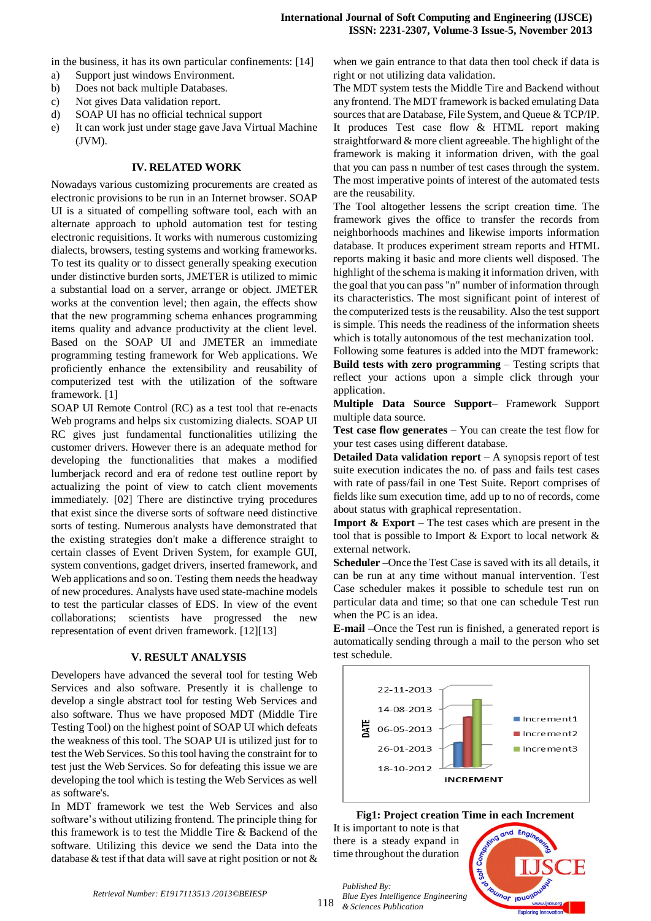in the business, it has its own particular confinements: [14]

a) Support just windows Environment.
b) Does not back multiple Databases.
c) Not gives Data validation report.
d) SOAP UI has no official technical support
e) It can work just under stage gave Java Virtual Machine (JVM).

## IV. RELATED WORK

Nowadays various customizing procurements are created as electronic provisions to be run in an Internet browser. SOAP UI is a situated of compelling software tool, each with an alternate approach to uphold automation test for testing electronic requisitions. It works with numerous customizing dialects, browsers, testing systems and working frameworks. To test its quality or to dissect generally speaking execution under distinctive burden sorts, JMETER is utilized to mimic a substantial load on a server, arrange or object. JMETER works at the convention level; then again, the effects show that the new programming schema enhances programming items quality and advance productivity at the client level. Based on the SOAP UI and JMETER an immediate programming testing framework for Web applications. We proficiently enhance the extensibility and reusability of computerized test with the utilization of the software framework. [1]

SOAP UI Remote Control (RC) as a test tool that re-enacts Web programs and helps six customizing dialects. SOAP UI RC gives just fundamental functionalities utilizing the customer drivers. However there is an adequate method for developing the functionalities that makes a modified lumberjack record and era of redone test outline report by actualizing the point of view to catch client movements immediately. [02] There are distinctive trying procedures that exist since the diverse sorts of software need distinctive sorts of testing. Numerous analysts have demonstrated that the existing strategies don't make a difference straight to certain classes of Event Driven System, for example GUI, system conventions, gadget drivers, inserted framework, and Web applications and so on. Testing them needs the headway of new procedures. Analysts have used state-machine models to test the particular classes of EDS. In view of the event collaborations; scientists have progressed the new representation of event driven framework. [12][13]

## V. RESULT ANALYSIS

Developers have advanced the several tool for testing Web Services and also software. Presently it is challenge to develop a single abstract tool for testing Web Services and also software. Thus we have proposed MDT (Middle Tire Testing Tool) on the highest point of SOAP UI which defeats the weakness of this tool. The SOAP UI is utilized just for to test the Web Services. So this tool having the constraint for to test just the Web Services. So for defeating this issue we are developing the tool which is testing the Web Services as well as software's.

In MDT framework we test the Web Services and also software's without utilizing frontend. The principle thing for this framework is to test the Middle Tire & Backend of the software. Utilizing this device we send the Data into the database & test if that data will save at right position or not & when we gain entrance to that data then tool check if data is right or not utilizing data validation.

The MDT system tests the Middle Tire and Backend without any frontend. The MDT framework is backed emulating Data sources that are Database, File System, and Queue & TCP/IP. It produces Test case flow & HTML report making straightforward & more client agreeable. The highlight of the framework is making it information driven, with the goal that you can pass n number of test cases through the system. The most imperative points of interest of the automated tests are the reusability.

The Tool altogether lessens the script creation time. The framework gives the office to transfer the records from neighborhoods machines and likewise imports information database. It produces experiment stream reports and HTML reports making it basic and more clients well disposed. The highlight of the schema is making it information driven, with the goal that you can pass "n" number of information through its characteristics. The most significant point of interest of the computerized tests is the reusability. Also the test support is simple. This needs the readiness of the information sheets which is totally autonomous of the test mechanization tool.

Following some features is added into the MDT framework:

**Build tests with zero programming** – Testing scripts that reflect your actions upon a simple click through your application.

**Multiple Data Source Support**– Framework Support multiple data source.

**Test case flow generates** – You can create the test flow for your test cases using different database.

**Detailed Data validation report** – A synopsis report of test suite execution indicates the no. of pass and fails test cases with rate of pass/fail in one Test Suite. Report comprises of fields like sum execution time, add up to no of records, come about status with graphical representation.

**Import & Export** – The test cases which are present in the tool that is possible to Import & Export to local network & external network.

**Scheduler** –Once the Test Case is saved with its all details, it can be run at any time without manual intervention. Test Case scheduler makes it possible to schedule test run on particular data and time; so that one can schedule Test run when the PC is an idea.

**E-mail** –Once the Test run is finished, a generated report is automatically sending through a mail to the person who set test schedule.

**Fig1: Project creation Time in each Increment**

It is important to note is that there is a steady expand in time throughout the duration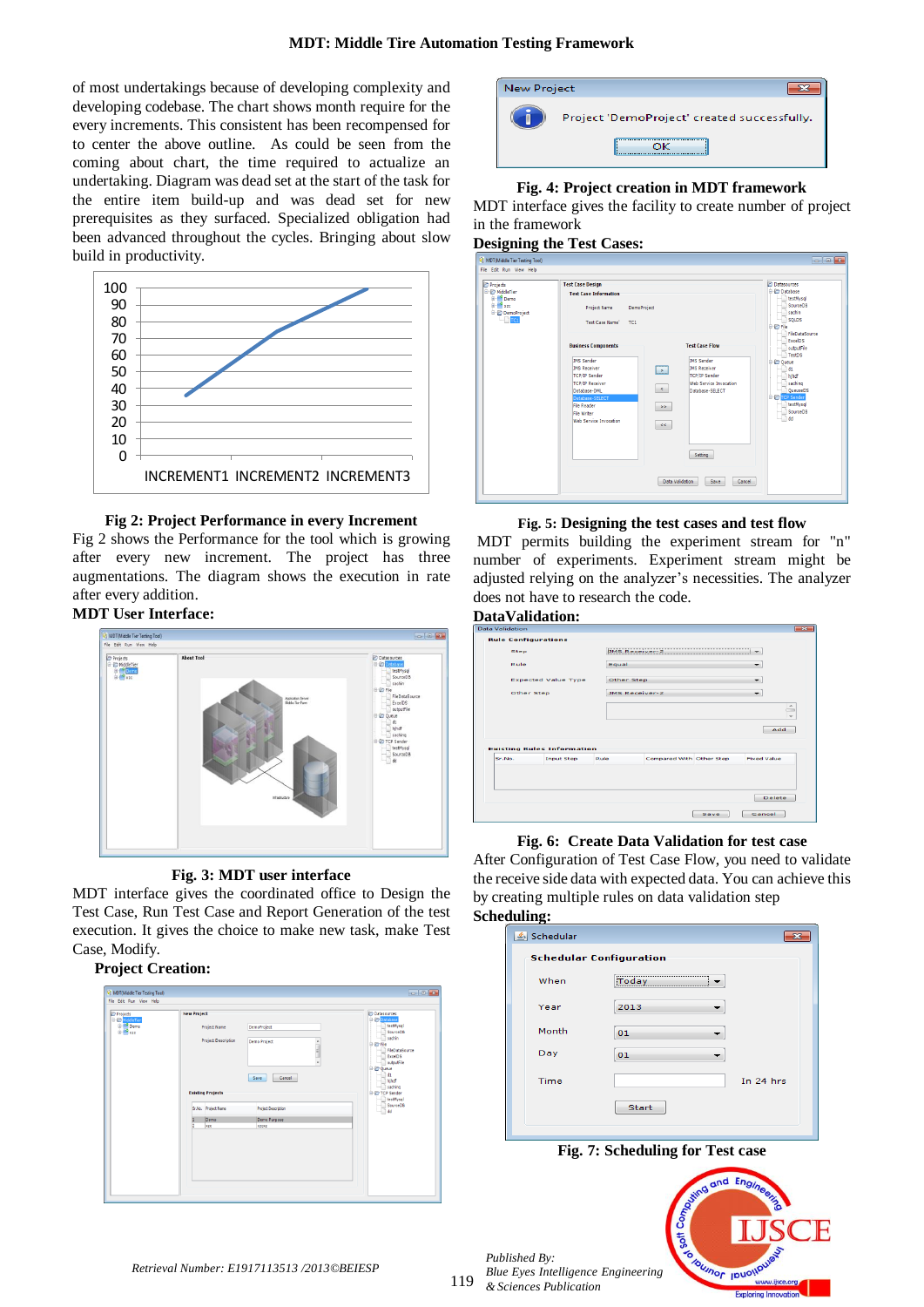of most undertakings because of developing complexity and developing codebase. The chart shows month require for the every increment. This consistent has been recompensed for to center the above outline. As could be seen from the coming about chart, the time required to actualize an undertaking. Diagram was dead set at the start of the task for the entire item build-up and was dead set for new prerequisites as they surfaced. Specialized obligation had been advanced throughout the cycles. Bringing about slow build in productivity.

**Fig 2: Project Performance in every Increment**

Fig 2 shows the Performance for the tool which is growing after every new increment. The project has three augmentations. The diagram shows the execution in rate after every addition.

**MDT User Interface:**

**Fig. 3: MDT user interface**

MDT interface gives the coordinated office to Design the Test Case, Run Test Case and Report Generation of the test execution. It gives the choice to make new task, make Test Case, Modify.

**Project Creation:**

**Fig. 4: Project creation in MDT framework**

MDT interface gives the facility to create number of project in the framework

**Designing the Test Cases:**

**Fig. 5: Designing the test cases and test flow**

MDT permits building the experiment stream for "n" number of experiments. Experiment stream might be adjusted relying on the analyzer's necessities. The analyzer does not have to research the code.

**DataValidation:**

**Fig. 6: Create Data Validation for test case**

After Configuration of Test Case Flow, you need to validate the receive side data with expected data. You can achieve this by creating multiple rules on data validation step

**Scheduling:**

**Fig. 7: Scheduling for Test case**

*Retrieval Number: E1917113513 /2013©BEIESP*

*Published By:*
*Blue Eyes Intelligence Engineering*
*& Sciences Publication*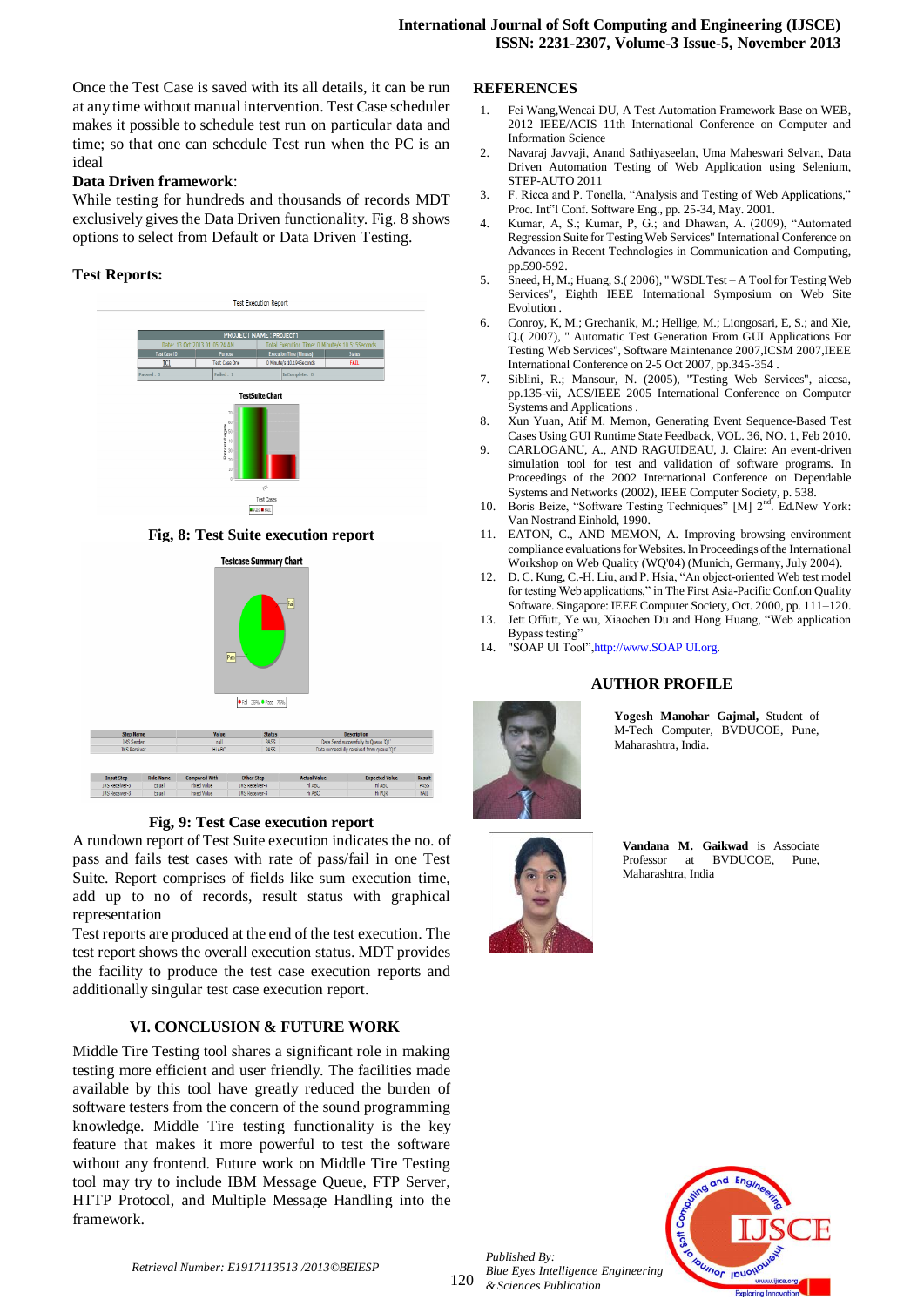Once the Test Case is saved with its all details, it can be run at any time without manual intervention. Test Case scheduler makes it possible to schedule test run on particular data and time; so that one can schedule Test run when the PC is an ideal

**Data Driven framework**:

While testing for hundreds and thousands of records MDT exclusively gives the Data Driven functionality. Fig. 8 shows options to select from Default or Data Driven Testing.

**Test Reports:**

Fig, 8: Test Suite execution report

Fig, 9: Test Case execution report

A rundown report of Test Suite execution indicates the no. of pass and fails test cases with rate of pass/fail in one Test Suite. Report comprises of fields like sum execution time, add up to no of records, result status with graphical representation

Test reports are produced at the end of the test execution. The test report shows the overall execution status. MDT provides the facility to produce the test case execution reports and additionally singular test case execution report.

## VI. CONCLUSION & FUTURE WORK

Middle Tire Testing tool shares a significant role in making testing more efficient and user friendly. The facilities made available by this tool have greatly reduced the burden of software testers from the concern of the sound programming knowledge. Middle Tire testing functionality is the key feature that makes it more powerful to test the software without any frontend. Future work on Middle Tire Testing tool may try to include IBM Message Queue, FTP Server, HTTP Protocol, and Multiple Message Handling into the framework.

## REFERENCES

1. Fei Wang,Wencai DU, A Test Automation Framework Base on WEB, 2012 IEEE/ACIS 11th International Conference on Computer and Information Science
2. Navaraj Javvaji, Anand Sathiyaseelan, Uma Maheswari Selvan, Data Driven Automation Testing of Web Application using Selenium, STEP-AUTO 2011
3. F. Ricca and P. Tonella, "Analysis and Testing of Web Applications," Proc. Int"l Conf. Software Eng., pp. 25-34, May. 2001.
4. Kumar, A, S.; Kumar, P, G.; and Dhawan, A. (2009), "Automated Regression Suite for Testing Web Services" International Conference on Advances in Recent Technologies in Communication and Computing, pp.590-592.
5. Sneed, H, M.; Huang, S.( 2006), " WSDLTest – A Tool for Testing Web Services", Eighth IEEE International Symposium on Web Site Evolution .
6. Conroy, K, M.; Grechanik, M.; Hellige, M.; Liongosari, E, S.; and Xie, Q.( 2007), " Automatic Test Generation From GUI Applications For Testing Web Services", Software Maintenance 2007,ICSM 2007,IEEE International Conference on 2-5 Oct 2007, pp.345-354 .
7. Siblini, R.; Mansour, N. (2005), "Testing Web Services", aiccsa, pp.135-vii, ACS/IEEE 2005 International Conference on Computer Systems and Applications .
8. Xun Yuan, Atif M. Memon, Generating Event Sequence-Based Test Cases Using GUI Runtime State Feedback, VOL. 36, NO. 1, Feb 2010.
9. CARLOGANU, A., AND RAGUIDEAU, J. Claire: An event-driven simulation tool for test and validation of software programs. In Proceedings of the 2002 International Conference on Dependable Systems and Networks (2002), IEEE Computer Society, p. 538.
10. Boris Beize, "Software Testing Techniques" [M] 2[nd]. Ed.New York: Van Nostrand Einhold, 1990.
11. EATON, C., AND MEMON, A. Improving browsing environment compliance evaluations for Websites. In Proceedings of the International Workshop on Web Quality (WQ'04) (Munich, Germany, July 2004).
12. D. C. Kung, C.-H. Liu, and P. Hsia, "An object-oriented Web test model for testing Web applications," in The First Asia-Pacific Conf.on Quality Software. Singapore: IEEE Computer Society, Oct. 2000, pp. 111–120.
13. Jett Offutt, Ye wu, Xiaochen Du and Hong Huang, "Web application Bypass testing"
14. "SOAP UI Tool",http://www.SOAP UI.org.

## AUTHOR PROFILE

**Yogesh Manohar Gajmal,** Student of M-Tech Computer, BVDUCOE, Pune, Maharashtra, India.

**Vandana M. Gaikwad** is Associate Professor at BVDUCOE, Pune, Maharashtra, India